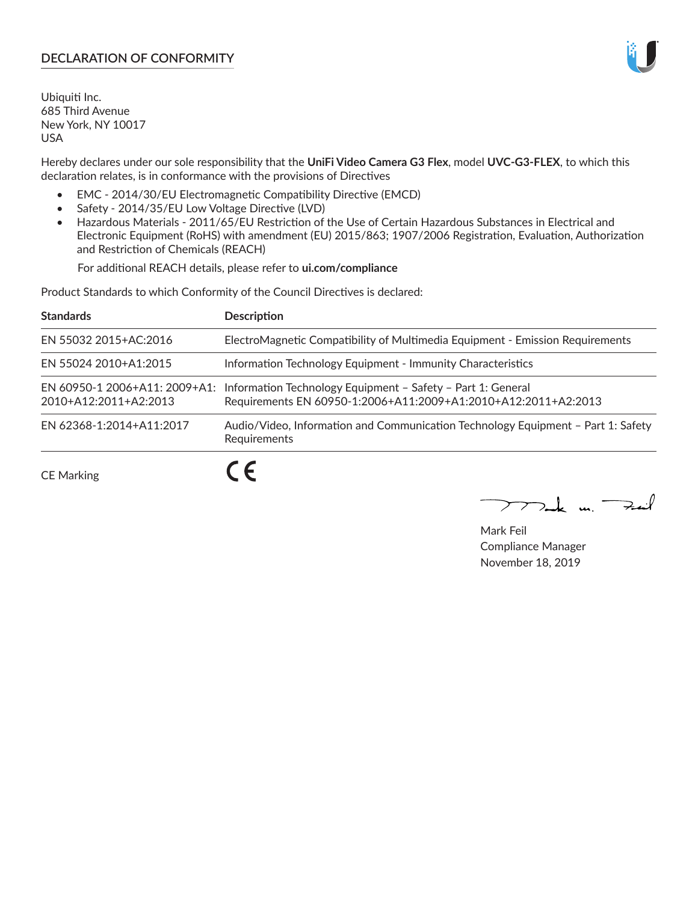## DECLARATION OF CONFORMITY

Ubiquiti Inc.
685 Third Avenue
New York, NY 10017
USA

Hereby declares under our sole responsibility that the **UniFi Video Camera G3 Flex**, model **UVC-G3-FLEX**, to which this declaration relates, is in conformance with the provisions of Directives

- EMC - 2014/30/EU Electromagnetic Compatibility Directive (EMCD)
- Safety - 2014/35/EU Low Voltage Directive (LVD)
- Hazardous Materials - 2011/65/EU Restriction of the Use of Certain Hazardous Substances in Electrical and Electronic Equipment (RoHS) with amendment (EU) 2015/863; 1907/2006 Registration, Evaluation, Authorization and Restriction of Chemicals (REACH)

  For additional REACH details, please refer to **ui.com/compliance**

Product Standards to which Conformity of the Council Directives is declared:

| Standards | Description |
|---|---|
| EN 55032 2015+AC:2016 | ElectroMagnetic Compatibility of Multimedia Equipment - Emission Requirements |
| EN 55024 2010+A1:2015 | Information Technology Equipment - Immunity Characteristics |
| EN 60950-1 2006+A11: 2009+A1: 2010+A12:2011+A2:2013 | Information Technology Equipment – Safety – Part 1: General Requirements EN 60950-1:2006+A11:2009+A1:2010+A12:2011+A2:2013 |
| EN 62368-1:2014+A11:2017 | Audio/Video, Information and Communication Technology Equipment – Part 1: Safety Requirements |

CE Marking CE

Mark Feil
Compliance Manager
November 18, 2019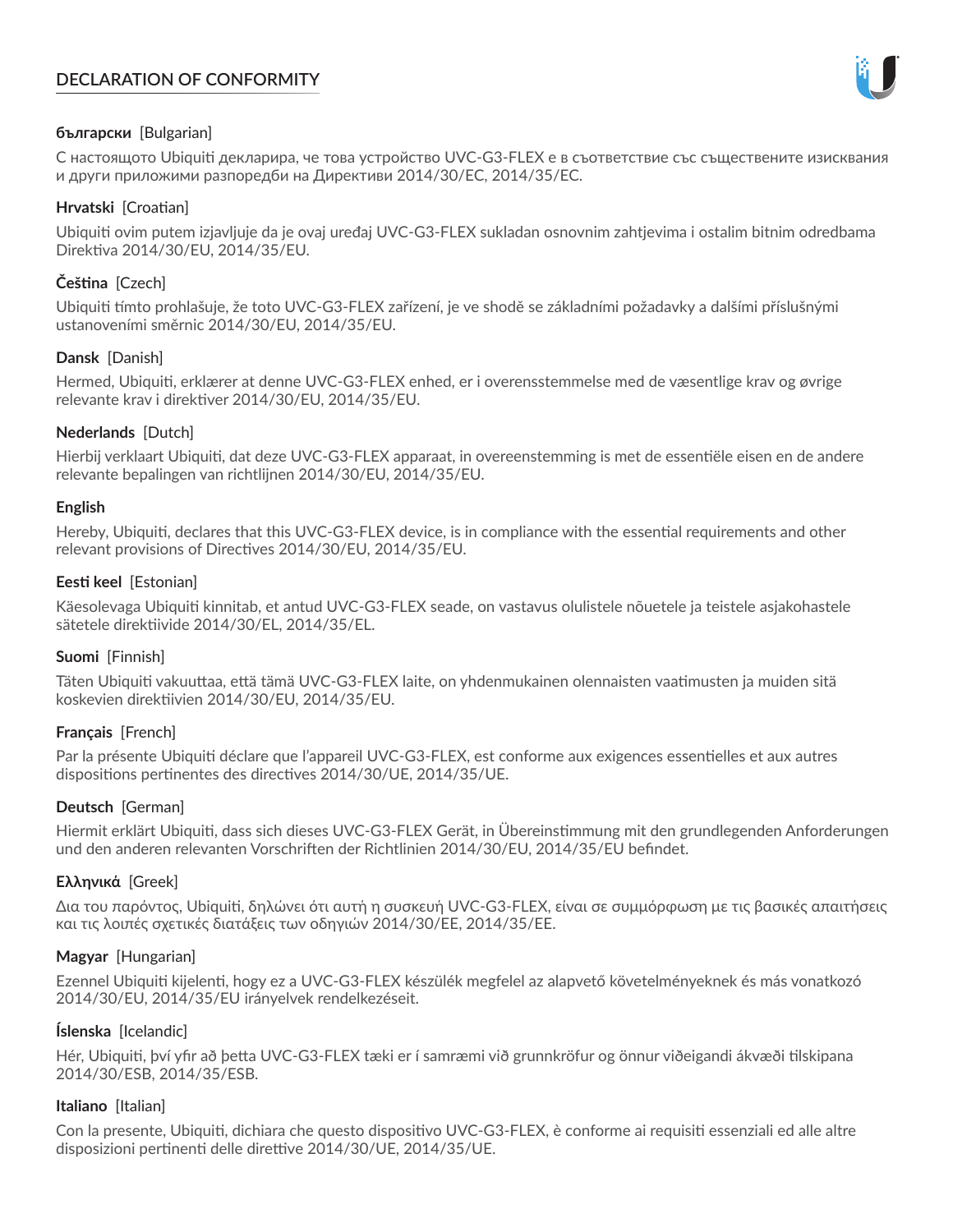# DECLARATION OF CONFORMITY

**български** [Bulgarian]

С настоящото Ubiquiti декларира, че това устройство UVC-G3-FLEX е в съответствие със съществените изисквания и други приложими разпоредби на Директиви 2014/30/ЕС, 2014/35/ЕС.

**Hrvatski** [Croatian]

Ubiquiti ovim putem izjavljuje da je ovaj uređaj UVC-G3-FLEX sukladan osnovnim zahtjevima i ostalim bitnim odredbama Direktiva 2014/30/EU, 2014/35/EU.

**Čeština** [Czech]

Ubiquiti tímto prohlašuje, že toto UVC-G3-FLEX zařízení, je ve shodě se základními požadavky a dalšími příslušnými ustanoveními směrnic 2014/30/EU, 2014/35/EU.

**Dansk** [Danish]

Hermed, Ubiquiti, erklærer at denne UVC-G3-FLEX enhed, er i overensstemmelse med de væsentlige krav og øvrige relevante krav i direktiver 2014/30/EU, 2014/35/EU.

**Nederlands** [Dutch]

Hierbij verklaart Ubiquiti, dat deze UVC-G3-FLEX apparaat, in overeenstemming is met de essentiële eisen en de andere relevante bepalingen van richtlijnen 2014/30/EU, 2014/35/EU.

**English**

Hereby, Ubiquiti, declares that this UVC-G3-FLEX device, is in compliance with the essential requirements and other relevant provisions of Directives 2014/30/EU, 2014/35/EU.

**Eesti keel** [Estonian]

Käesolevaga Ubiquiti kinnitab, et antud UVC-G3-FLEX seade, on vastavus olulistele nõuetele ja teistele asjakohastele sätetele direktiivide 2014/30/EL, 2014/35/EL.

**Suomi** [Finnish]

Täten Ubiquiti vakuuttaa, että tämä UVC-G3-FLEX laite, on yhdenmukainen olennaisten vaatimusten ja muiden sitä koskevien direktiivien 2014/30/EU, 2014/35/EU.

**Français** [French]

Par la présente Ubiquiti déclare que l'appareil UVC-G3-FLEX, est conforme aux exigences essentielles et aux autres dispositions pertinentes des directives 2014/30/UE, 2014/35/UE.

**Deutsch** [German]

Hiermit erklärt Ubiquiti, dass sich dieses UVC-G3-FLEX Gerät, in Übereinstimmung mit den grundlegenden Anforderungen und den anderen relevanten Vorschriften der Richtlinien 2014/30/EU, 2014/35/EU befindet.

**Ελληνικά** [Greek]

Δια του παρόντος, Ubiquiti, δηλώνει ότι αυτή η συσκευή UVC-G3-FLEX, είναι σε συμμόρφωση με τις βασικές απαιτήσεις και τις λοιπές σχετικές διατάξεις των οδηγιών 2014/30/EE, 2014/35/EE.

**Magyar** [Hungarian]

Ezennel Ubiquiti kijelenti, hogy ez a UVC-G3-FLEX készülék megfelel az alapvető követelményeknek és más vonatkozó 2014/30/EU, 2014/35/EU irányelvek rendelkezéseit.

**Íslenska** [Icelandic]

Hér, Ubiquiti, því yfir að þetta UVC-G3-FLEX tæki er í samræmi við grunnkröfur og önnur viðeigandi ákvæði tilskipana 2014/30/ESB, 2014/35/ESB.

**Italiano** [Italian]

Con la presente, Ubiquiti, dichiara che questo dispositivo UVC-G3-FLEX, è conforme ai requisiti essenziali ed alle altre disposizioni pertinenti delle direttive 2014/30/UE, 2014/35/UE.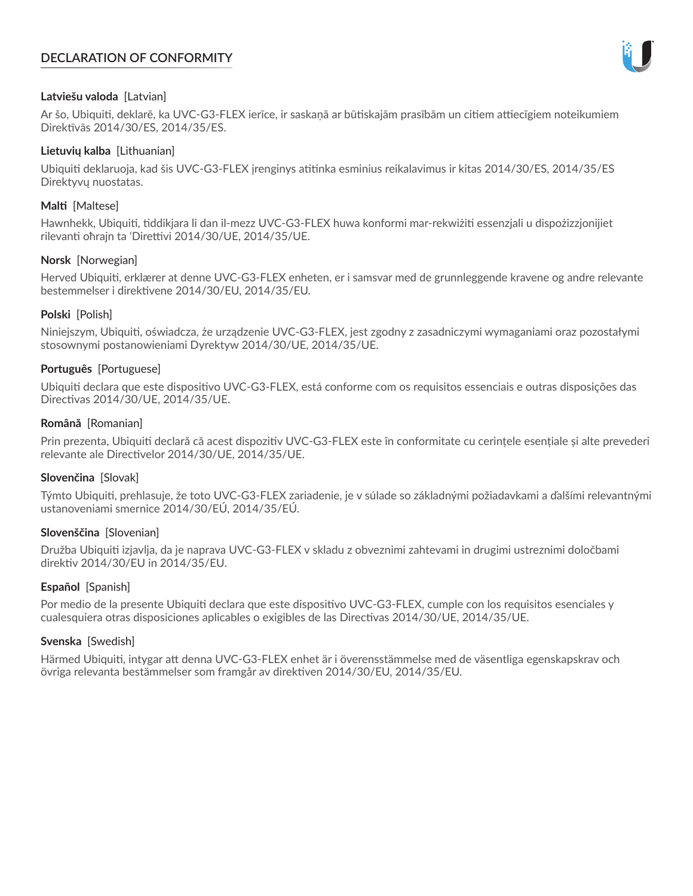# DECLARATION OF CONFORMITY

**Latviešu valoda** [Latvian]

Ar šo, Ubiquiti, deklarē, ka UVC-G3-FLEX ierīce, ir saskaņā ar būtiskajām prasībām un citiem attiecīgiem noteikumiem Direktīvās 2014/30/ES, 2014/35/ES.

**Lietuvių kalba** [Lithuanian]

Ubiquiti deklaruoja, kad šis UVC-G3-FLEX įrenginys atitinka esminius reikalavimus ir kitas 2014/30/ES, 2014/35/ES Direktyvų nuostatas.

**Malti** [Maltese]

Hawnhekk, Ubiquiti, tiddikjara li dan il-mezz UVC-G3-FLEX huwa konformi mar-rekwiżiti essenzjali u dispożizzjonijiet rilevanti oħrajn ta 'Direttivi 2014/30/UE, 2014/35/UE.

**Norsk** [Norwegian]

Herved Ubiquiti, erklærer at denne UVC-G3-FLEX enheten, er i samsvar med de grunnleggende kravene og andre relevante bestemmelser i direktivene 2014/30/EU, 2014/35/EU.

**Polski** [Polish]

Niniejszym, Ubiquiti, oświadcza, że urządzenie UVC-G3-FLEX, jest zgodny z zasadniczymi wymaganiami oraz pozostałymi stosownymi postanowieniami Dyrektyw 2014/30/UE, 2014/35/UE.

**Português** [Portuguese]

Ubiquiti declara que este dispositivo UVC-G3-FLEX, está conforme com os requisitos essenciais e outras disposições das Directivas 2014/30/UE, 2014/35/UE.

**Română** [Romanian]

Prin prezenta, Ubiquiti declară că acest dispozitiv UVC-G3-FLEX este în conformitate cu cerințele esențiale și alte prevederi relevante ale Directivelor 2014/30/UE, 2014/35/UE.

**Slovenčina** [Slovak]

Týmto Ubiquiti, prehlasuje, že toto UVC-G3-FLEX zariadenie, je v súlade so základnými požiadavkami a ďalšími relevantnými ustanoveniami smernice 2014/30/EÚ, 2014/35/EÚ.

**Slovenščina** [Slovenian]

Družba Ubiquiti izjavlja, da je naprava UVC-G3-FLEX v skladu z obveznimi zahtevami in drugimi ustreznimi določbami direktiv 2014/30/EU in 2014/35/EU.

**Español** [Spanish]

Por medio de la presente Ubiquiti declara que este dispositivo UVC-G3-FLEX, cumple con los requisitos esenciales y cualesquiera otras disposiciones aplicables o exigibles de las Directivas 2014/30/UE, 2014/35/UE.

**Svenska** [Swedish]

Härmed Ubiquiti, intygar att denna UVC-G3-FLEX enhet är i överensstämmelse med de väsentliga egenskapskrav och övriga relevanta bestämmelser som framgår av direktiven 2014/30/EU, 2014/35/EU.